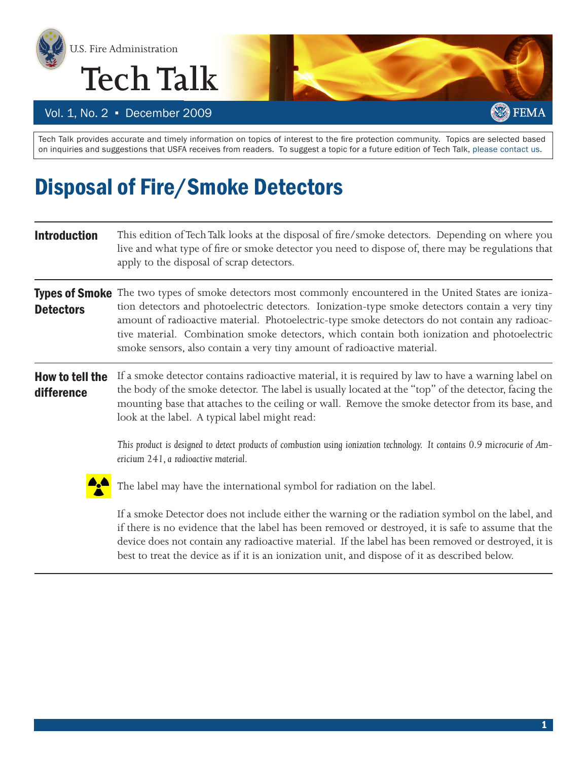U.S. Fire Administration

# Tech Talk

Vol. 1, No. 2 ▪ December 2009

FEMA

Tech Talk provides accurate and timely information on topics of interest to the fire protection community. Topics are selected based on inquiries and suggestions that USFA receives from readers. To suggest a topic for a future edition of Tech Talk, please contact us.

## Disposal of Fire/Smoke Detectors

### Introduction

This edition of Tech Talk looks at the disposal of fire/smoke detectors. Depending on where you live and what type of fire or smoke detector you need to dispose of, there may be regulations that apply to the disposal of scrap detectors.

### Types of Smoke Detectors

The two types of smoke detectors most commonly encountered in the United States are ionization detectors and photoelectric detectors. Ionization-type smoke detectors contain a very tiny amount of radioactive material. Photoelectric-type smoke detectors do not contain any radioactive material. Combination smoke detectors, which contain both ionization and photoelectric smoke sensors, also contain a very tiny amount of radioactive material.

### How to tell the difference

If a smoke detector contains radioactive material, it is required by law to have a warning label on the body of the smoke detector. The label is usually located at the "top" of the detector, facing the mounting base that attaches to the ceiling or wall. Remove the smoke detector from its base, and look at the label. A typical label might read:

*This product is designed to detect products of combustion using ionization technology. It contains 0.9 microcurie of Americium 241, a radioactive material.*

The label may have the international symbol for radiation on the label.

If a smoke Detector does not include either the warning or the radiation symbol on the label, and if there is no evidence that the label has been removed or destroyed, it is safe to assume that the device does not contain any radioactive material. If the label has been removed or destroyed, it is best to treat the device as if it is an ionization unit, and dispose of it as described below.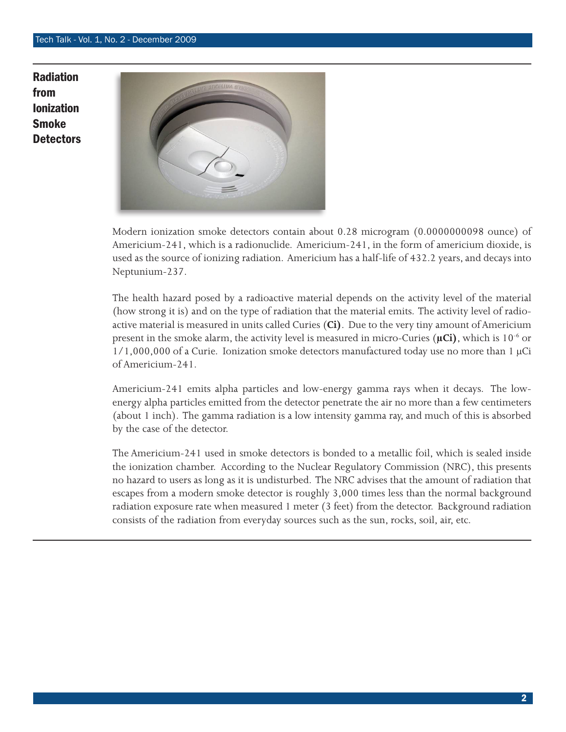# Radiation from Ionization Smoke Detectors

Modern ionization smoke detectors contain about 0.28 microgram (0.0000000098 ounce) of Americium-241, which is a radionuclide. Americium-241, in the form of americium dioxide, is used as the source of ionizing radiation. Americium has a half-life of 432.2 years, and decays into Neptunium-237.

The health hazard posed by a radioactive material depends on the activity level of the material (how strong it is) and on the type of radiation that the material emits. The activity level of radioactive material is measured in units called Curies (**Ci**). Due to the very tiny amount of Americium present in the smoke alarm, the activity level is measured in micro-Curies (**μCi**), which is $10^{-6}$ or 1/1,000,000 of a Curie. Ionization smoke detectors manufactured today use no more than 1 μCi of Americium-241.

Americium-241 emits alpha particles and low-energy gamma rays when it decays. The low-energy alpha particles emitted from the detector penetrate the air no more than a few centimeters (about 1 inch). The gamma radiation is a low intensity gamma ray, and much of this is absorbed by the case of the detector.

The Americium-241 used in smoke detectors is bonded to a metallic foil, which is sealed inside the ionization chamber. According to the Nuclear Regulatory Commission (NRC), this presents no hazard to users as long as it is undisturbed. The NRC advises that the amount of radiation that escapes from a modern smoke detector is roughly 3,000 times less than the normal background radiation exposure rate when measured 1 meter (3 feet) from the detector. Background radiation consists of the radiation from everyday sources such as the sun, rocks, soil, air, etc.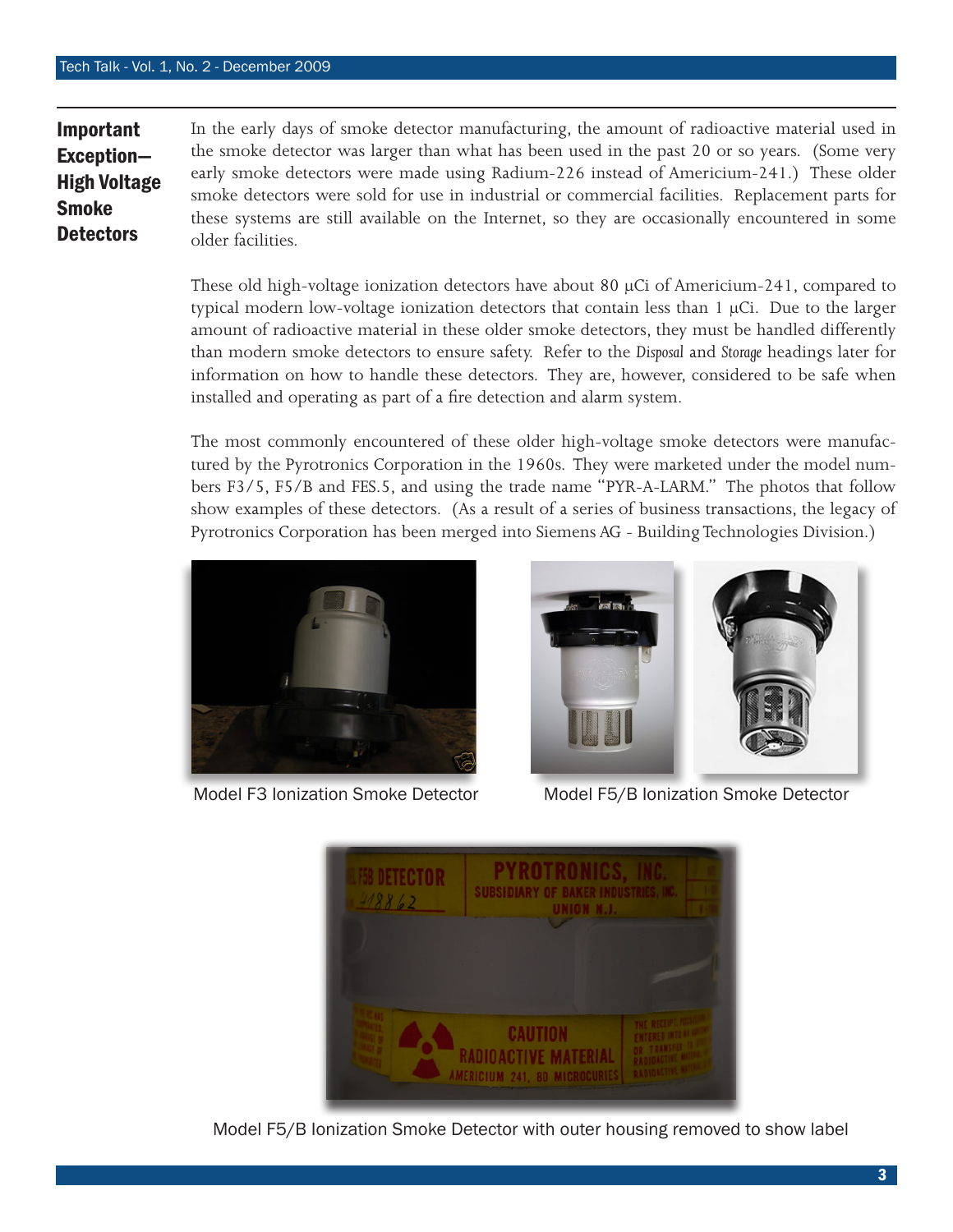## Important Exception—High Voltage Smoke Detectors

In the early days of smoke detector manufacturing, the amount of radioactive material used in the smoke detector was larger than what has been used in the past 20 or so years. (Some very early smoke detectors were made using Radium-226 instead of Americium-241.) These older smoke detectors were sold for use in industrial or commercial facilities. Replacement parts for these systems are still available on the Internet, so they are occasionally encountered in some older facilities.

These old high-voltage ionization detectors have about 80 μCi of Americium-241, compared to typical modern low-voltage ionization detectors that contain less than 1 μCi. Due to the larger amount of radioactive material in these older smoke detectors, they must be handled differently than modern smoke detectors to ensure safety. Refer to the *Disposal* and *Storage* headings later for information on how to handle these detectors. They are, however, considered to be safe when installed and operating as part of a fire detection and alarm system.

The most commonly encountered of these older high-voltage smoke detectors were manufactured by the Pyrotronics Corporation in the 1960s. They were marketed under the model numbers F3/5, F5/B and FES.5, and using the trade name "PYR-A-LARM." The photos that follow show examples of these detectors. (As a result of a series of business transactions, the legacy of Pyrotronics Corporation has been merged into Siemens AG - Building Technologies Division.)

Model F3 Ionization Smoke Detector

Model F5/B Ionization Smoke Detector

Model F5/B Ionization Smoke Detector with outer housing removed to show label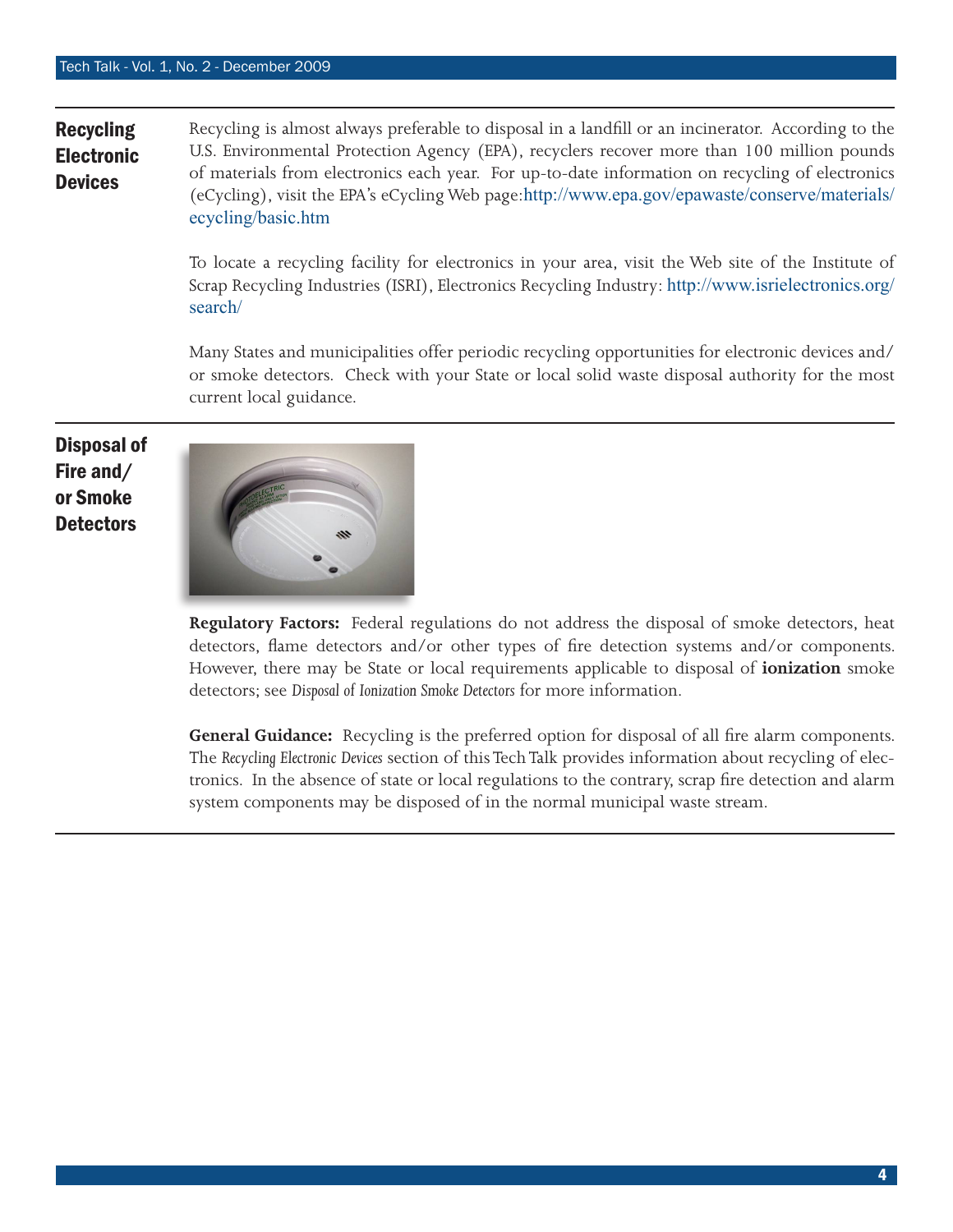## Recycling Electronic Devices

Recycling is almost always preferable to disposal in a landfill or an incinerator. According to the U.S. Environmental Protection Agency (EPA), recyclers recover more than 100 million pounds of materials from electronics each year. For up-to-date information on recycling of electronics (eCycling), visit the EPA's eCycling Web page: http://www.epa.gov/epawaste/conserve/materials/ecycling/basic.htm

To locate a recycling facility for electronics in your area, visit the Web site of the Institute of Scrap Recycling Industries (ISRI), Electronics Recycling Industry: http://www.isrielectronics.org/search/

Many States and municipalities offer periodic recycling opportunities for electronic devices and/or smoke detectors. Check with your State or local solid waste disposal authority for the most current local guidance.

## Disposal of Fire and/or Smoke Detectors

**Regulatory Factors:** Federal regulations do not address the disposal of smoke detectors, heat detectors, flame detectors and/or other types of fire detection systems and/or components. However, there may be State or local requirements applicable to disposal of **ionization** smoke detectors; see *Disposal of Ionization Smoke Detectors* for more information.

**General Guidance:** Recycling is the preferred option for disposal of all fire alarm components. The *Recycling Electronic Devices* section of this Tech Talk provides information about recycling of electronics. In the absence of state or local regulations to the contrary, scrap fire detection and alarm system components may be disposed of in the normal municipal waste stream.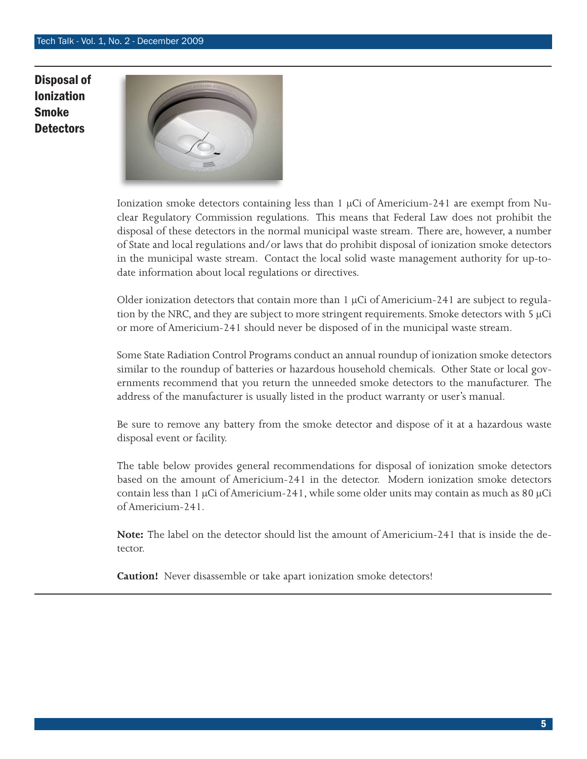## Disposal of Ionization Smoke Detectors

Ionization smoke detectors containing less than 1 μCi of Americium-241 are exempt from Nuclear Regulatory Commission regulations. This means that Federal Law does not prohibit the disposal of these detectors in the normal municipal waste stream. There are, however, a number of State and local regulations and/or laws that do prohibit disposal of ionization smoke detectors in the municipal waste stream. Contact the local solid waste management authority for up-to-date information about local regulations or directives.

Older ionization detectors that contain more than 1 μCi of Americium-241 are subject to regulation by the NRC, and they are subject to more stringent requirements. Smoke detectors with 5 μCi or more of Americium-241 should never be disposed of in the municipal waste stream.

Some State Radiation Control Programs conduct an annual roundup of ionization smoke detectors similar to the roundup of batteries or hazardous household chemicals. Other State or local governments recommend that you return the unneeded smoke detectors to the manufacturer. The address of the manufacturer is usually listed in the product warranty or user's manual.

Be sure to remove any battery from the smoke detector and dispose of it at a hazardous waste disposal event or facility.

The table below provides general recommendations for disposal of ionization smoke detectors based on the amount of Americium-241 in the detector. Modern ionization smoke detectors contain less than 1 μCi of Americium-241, while some older units may contain as much as 80 μCi of Americium-241.

**Note:** The label on the detector should list the amount of Americium-241 that is inside the detector.

**Caution!** Never disassemble or take apart ionization smoke detectors!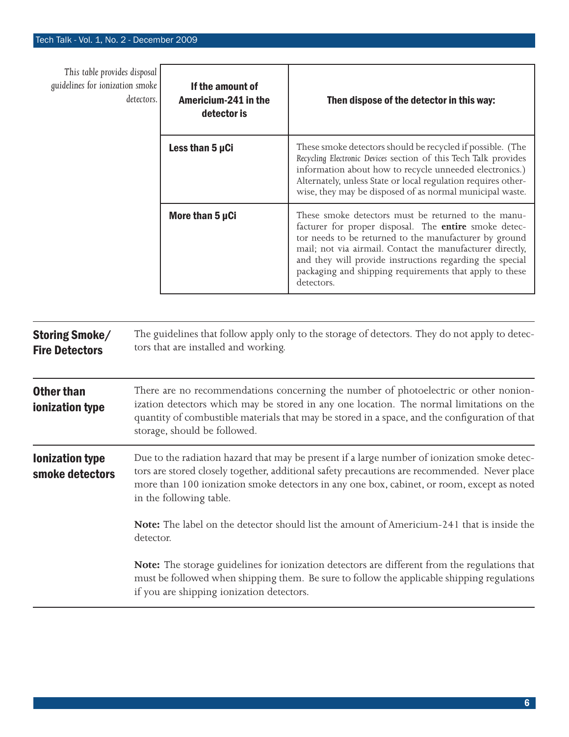*This table provides disposal guidelines for ionization smoke detectors.*

| If the amount of Americium-241 in the detector is | Then dispose of the detector in this way: |
|---|---|
| **Less than 5 µCi** | These smoke detectors should be recycled if possible. (The *Recycling Electronic Devices* section of this Tech Talk provides information about how to recycle unneeded electronics.) Alternately, unless State or local regulation requires otherwise, they may be disposed of as normal municipal waste. |
| **More than 5 µCi** | These smoke detectors must be returned to the manufacturer for proper disposal. The **entire** smoke detector needs to be returned to the manufacturer by ground mail; not via airmail. Contact the manufacturer directly, and they will provide instructions regarding the special packaging and shipping requirements that apply to these detectors. |

## Storing Smoke/ Fire Detectors

The guidelines that follow apply only to the storage of detectors. They do not apply to detectors that are installed and working.

### Other than ionization type

There are no recommendations concerning the number of photoelectric or other nonionization detectors which may be stored in any one location. The normal limitations on the quantity of combustible materials that may be stored in a space, and the configuration of that storage, should be followed.

### Ionization type smoke detectors

Due to the radiation hazard that may be present if a large number of ionization smoke detectors are stored closely together, additional safety precautions are recommended. Never place more than 100 ionization smoke detectors in any one box, cabinet, or room, except as noted in the following table.

**Note:** The label on the detector should list the amount of Americium-241 that is inside the detector.

**Note:** The storage guidelines for ionization detectors are different from the regulations that must be followed when shipping them. Be sure to follow the applicable shipping regulations if you are shipping ionization detectors.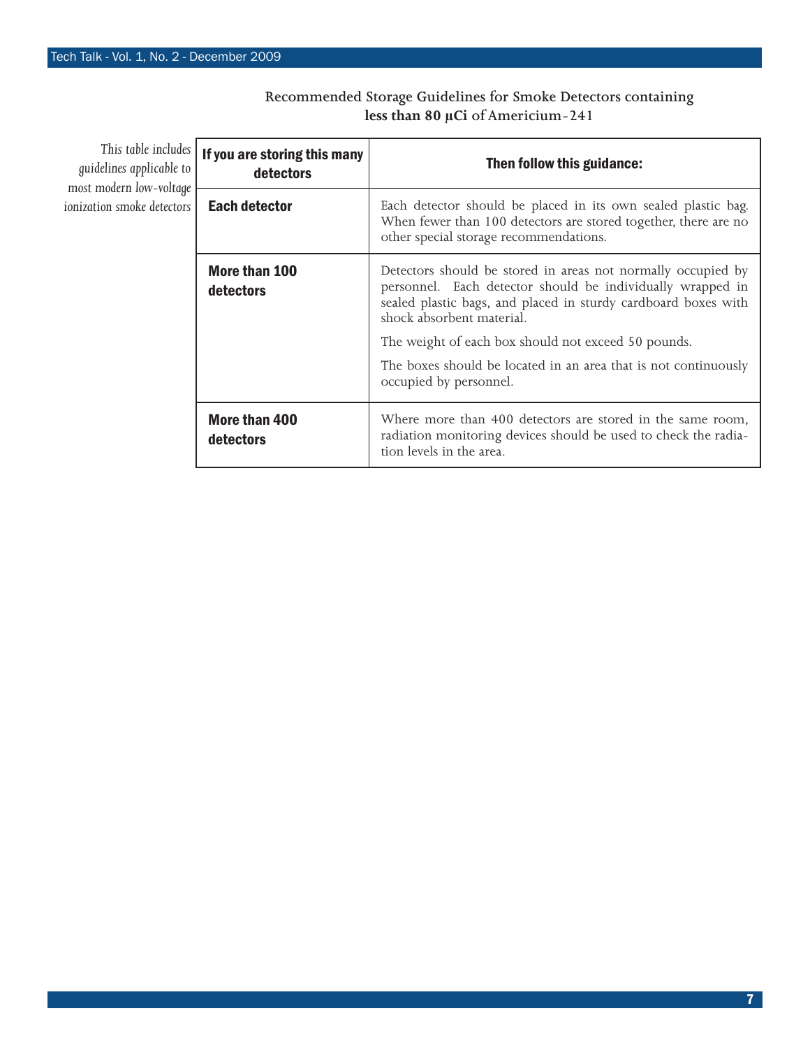Recommended Storage Guidelines for Smoke Detectors containing **less than 80 µCi** of Americium-241

*This table includes guidelines applicable to most modern low-voltage ionization smoke detectors*

| If you are storing this many detectors | Then follow this guidance: |
|---|---|
| **Each detector** | Each detector should be placed in its own sealed plastic bag. When fewer than 100 detectors are stored together, there are no other special storage recommendations. |
| **More than 100 detectors** | Detectors should be stored in areas not normally occupied by personnel. Each detector should be individually wrapped in sealed plastic bags, and placed in sturdy cardboard boxes with shock absorbent material.<br><br>The weight of each box should not exceed 50 pounds.<br><br>The boxes should be located in an area that is not continuously occupied by personnel. |
| **More than 400 detectors** | Where more than 400 detectors are stored in the same room, radiation monitoring devices should be used to check the radiation levels in the area. |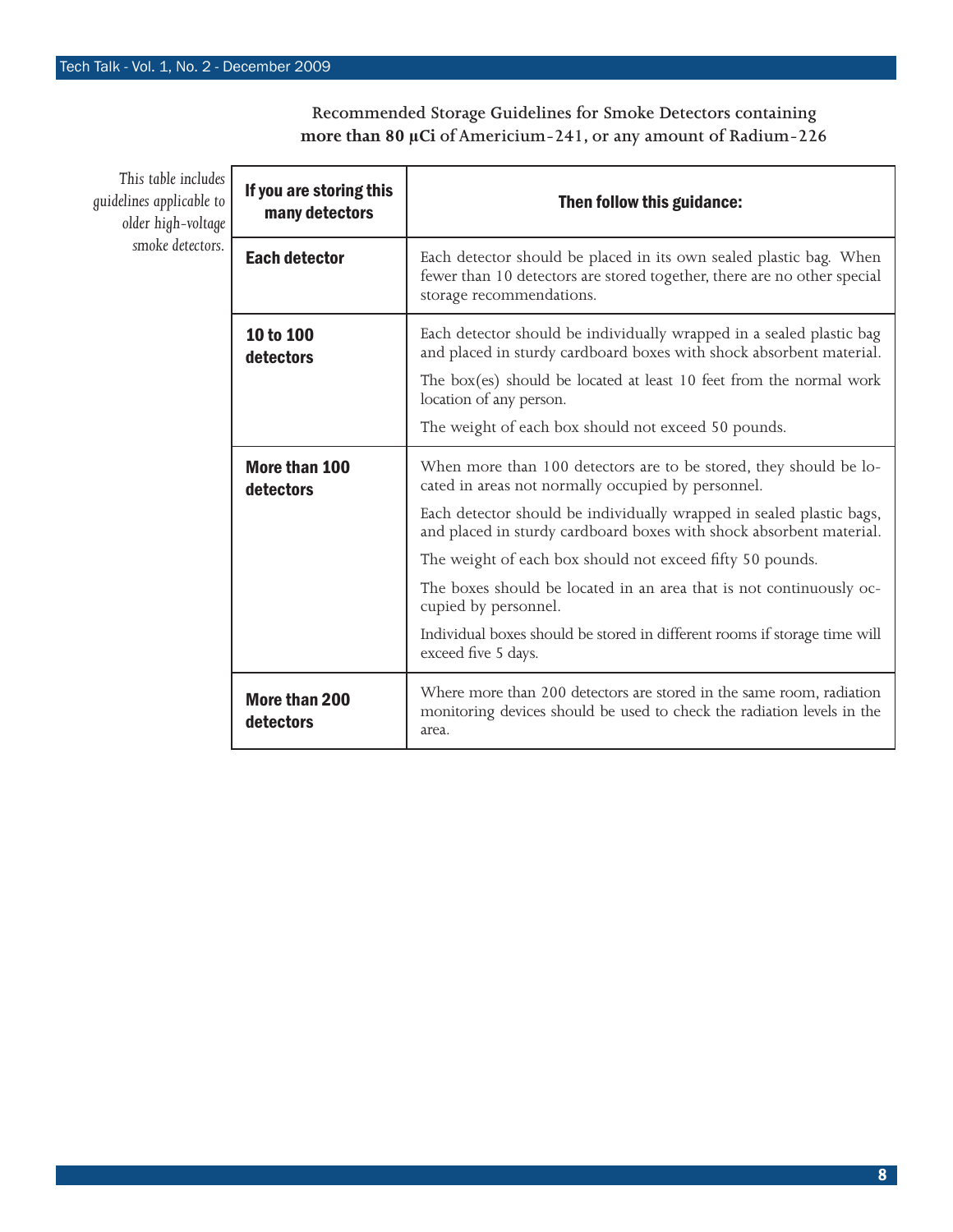**Recommended Storage Guidelines for Smoke Detectors containing more than 80 μCi of Americium-241, or any amount of Radium-226**

*This table includes guidelines applicable to older high-voltage smoke detectors.*

| If you are storing this many detectors | Then follow this guidance: |
|---|---|
| **Each detector** | Each detector should be placed in its own sealed plastic bag. When fewer than 10 detectors are stored together, there are no other special storage recommendations. |
| **10 to 100 detectors** | Each detector should be individually wrapped in a sealed plastic bag and placed in sturdy cardboard boxes with shock absorbent material.<br>The box(es) should be located at least 10 feet from the normal work location of any person.<br>The weight of each box should not exceed 50 pounds. |
| **More than 100 detectors** | When more than 100 detectors are to be stored, they should be located in areas not normally occupied by personnel.<br>Each detector should be individually wrapped in sealed plastic bags, and placed in sturdy cardboard boxes with shock absorbent material.<br>The weight of each box should not exceed fifty 50 pounds.<br>The boxes should be located in an area that is not continuously occupied by personnel.<br>Individual boxes should be stored in different rooms if storage time will exceed five 5 days. |
| **More than 200 detectors** | Where more than 200 detectors are stored in the same room, radiation monitoring devices should be used to check the radiation levels in the area. |